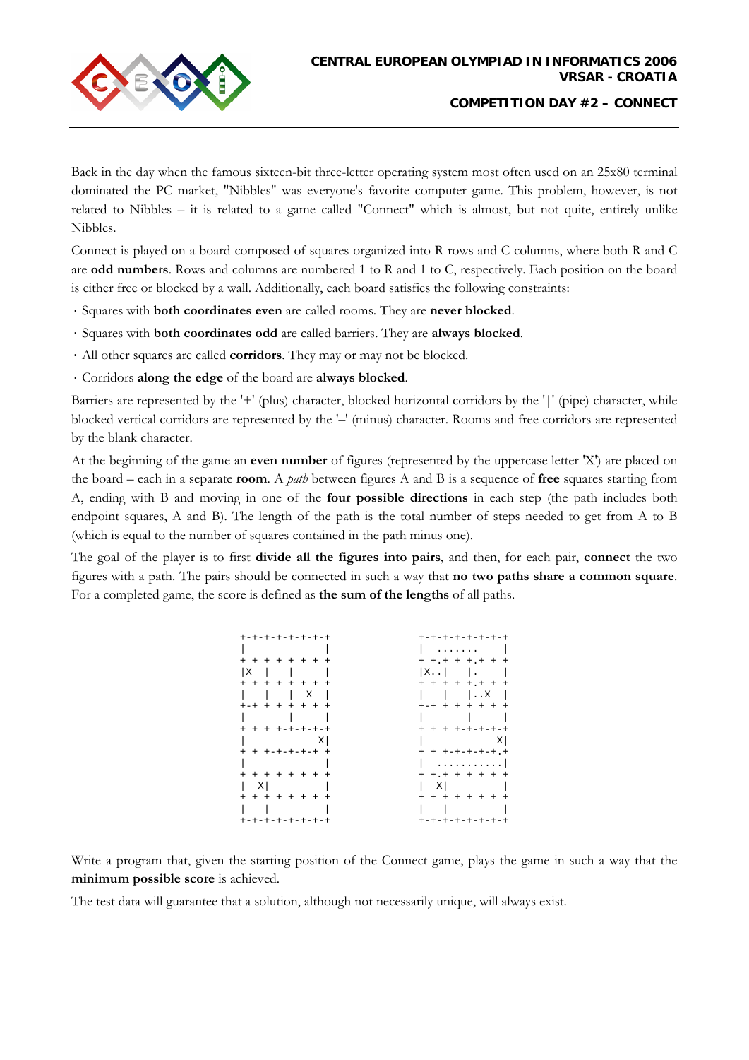Back in the day when the famous sixteen-bit three-letter operating system most often used on an 25x80 terminal dominated the PC market, "Nibbles" was everyone's favorite computer game. This problem, however, is not related to Nibbles – it is related to a game called "Connect" which is almost, but not quite, entirely unlike Nibbles.

Connect is played on a board composed of squares organized into R rows and C columns, where both R and C are **odd numbers**. Rows and columns are numbered 1 to R and 1 to C, respectively. Each position on the board is either free or blocked by a wall. Additionally, each board satisfies the following constraints:

- Squares with **both coordinates even** are called rooms. They are **never blocked**.
- Squares with **both coordinates odd** are called barriers. They are **always blocked**.
- All other squares are called **corridors**. They may or may not be blocked.
- Corridors **along the edge** of the board are **always blocked**.

Barriers are represented by the '+' (plus) character, blocked horizontal corridors by the '|' (pipe) character, while blocked vertical corridors are represented by the '–' (minus) character. Rooms and free corridors are represented by the blank character.

At the beginning of the game an **even number** of figures (represented by the uppercase letter 'X') are placed on the board – each in a separate **room**. A *path* between figures A and B is a sequence of **free** squares starting from A, ending with B and moving in one of the **four possible directions** in each step (the path includes both endpoint squares, A and B). The length of the path is the total number of steps needed to get from A to B (which is equal to the number of squares contained in the path minus one).

The goal of the player is to first **divide all the figures into pairs**, and then, for each pair, **connect** the two figures with a path. The pairs should be connected in such a way that **no two paths share a common square**. For a completed game, the score is defined as **the sum of the lengths** of all paths.

```
+-+-+-+-+-+-+-+        +-+-+-+-+-+-+-+
|             |        |  .......    |
+ + + + + + + +        + +.+ + +.+ + +
|X  |   |     |        |X..|   |.    |
+ + + + + + + +        + + + + +.+ + +
|   |   |  X  |        |   |   |..X  |
+-+ + + + + + +        +-+ + + + + + +
|       |     |        |       |     |
+ + + +-+-+-+-+        + + + +-+-+-+-+
|            X|        |            X|
+ + +-+-+-+-+ +        + + +-+-+-+-+.+
|             |        |  ...........|
+ + + + + + + +        + +.+ + + + + +
|  X|         |        |  X|         |
+ + + + + + + +        + + + + + + + +
|   |         |        |   |         |
+-+-+-+-+-+-+-+        +-+-+-+-+-+-+-+
```

Write a program that, given the starting position of the Connect game, plays the game in such a way that the **minimum possible score** is achieved.

The test data will guarantee that a solution, although not necessarily unique, will always exist.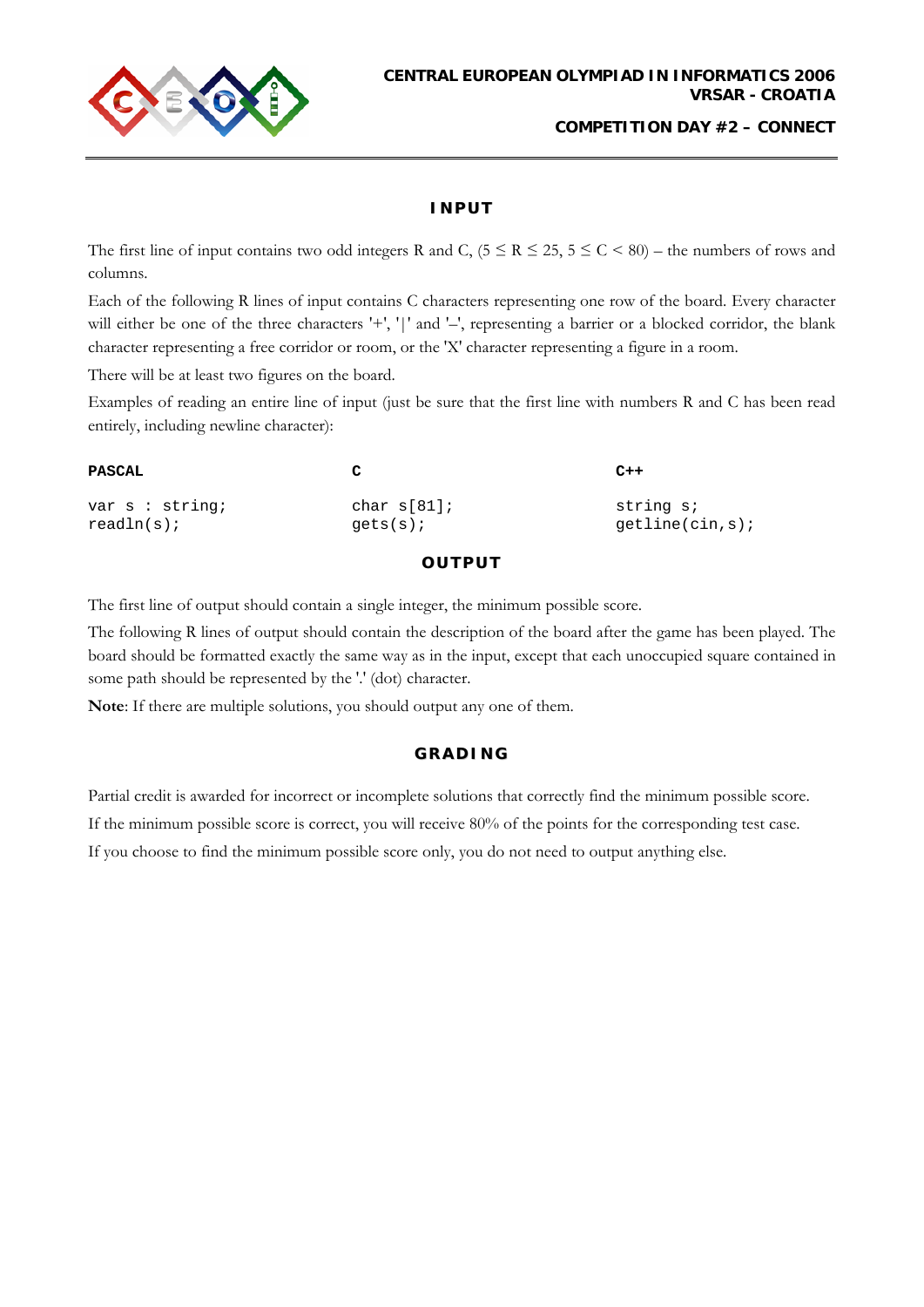## INPUT

The first line of input contains two odd integers R and C, ($5 \le R \le 25$, $5 \le C < 80$) – the numbers of rows and columns.

Each of the following R lines of input contains C characters representing one row of the board. Every character will either be one of the three characters '+', '|' and '–', representing a barrier or a blocked corridor, the blank character representing a free corridor or room, or the 'X' character representing a figure in a room.

There will be at least two figures on the board.

Examples of reading an entire line of input (just be sure that the first line with numbers R and C has been read entirely, including newline character):

**PASCAL**

```
var s : string;
readln(s);
```

**C**

```
char s[81];
gets(s);
```

**C++**

```
string s;
getline(cin,s);
```

## OUTPUT

The first line of output should contain a single integer, the minimum possible score.

The following R lines of output should contain the description of the board after the game has been played. The board should be formatted exactly the same way as in the input, except that each unoccupied square contained in some path should be represented by the '.' (dot) character.

**Note**: If there are multiple solutions, you should output any one of them.

## GRADING

Partial credit is awarded for incorrect or incomplete solutions that correctly find the minimum possible score.

If the minimum possible score is correct, you will receive 80% of the points for the corresponding test case.

If you choose to find the minimum possible score only, you do not need to output anything else.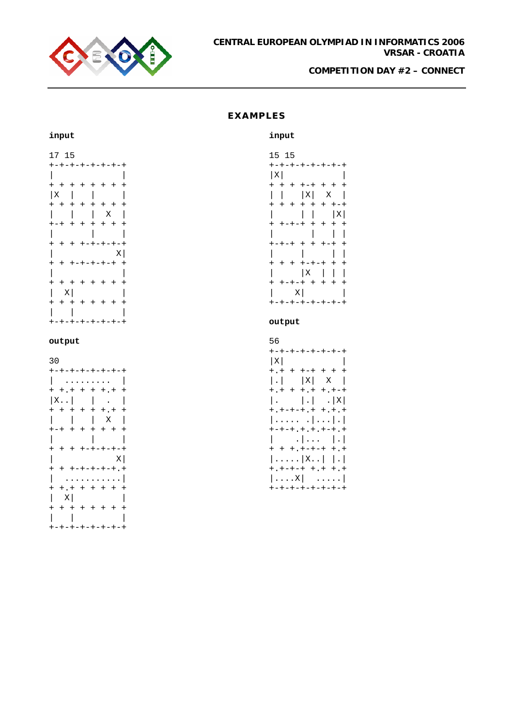## EXAMPLES

**input**

```
17 15
+-+-+-+-+-+-+-+
|             |
+ + + + + + + +
|X  |   |     |
+ + + + + + + +
|   |   | X   |
+-+ + + + + + +
|       |     |
+ + + +-+-+-+-+
|            X|
+ + +-+-+-+-+ +
|             |
+ + + + + + + +
|  X|         |
+ + + + + + + +
|   |         |
+-+-+-+-+-+-+-+
```

**output**

```
30
+-+-+-+-+-+-+-+
|  .........  |
+ +.+ + + +.+ +
|X..|   |  .  |
+ + + + + +.+ +
|   |   | X   |
+-+ + + + + + +
|       |     |
+ + + +-+-+-+-+
|            X|
+ + +-+-+-+-+.+
|  ...........|
+ +.+ + + + + +
|  X|         |
+ + + + + + + +
|   |         |
+-+-+-+-+-+-+-+
```

**input**

```
15 15
+-+-+-+-+-+-+-+
|X|           |
+ + + +-+ + + +
| |   |X|  X  |
+ + + + + + +-+
|     | |   |X|
+ +-+-+ + + + +
|       |   | |
+-+-+ + + +-+ +
|     |     | |
+ + + +-+-+ + +
|     |X  | | |
+ +-+-+ + + + +
|    X|       |
+-+-+-+-+-+-+-+
```

**output**

```
56
+-+-+-+-+-+-+-+
|X|           |
+.+ + +-+ + + +
|.|   |X|  X  |
+.+ + +.+ +.+-+
|.    |.|  .|X|
+.+-+-+.+ +.+.+
|..... .|...|.|
+-+-+.+.+.+-+.+
|    .|...  |.|
+ + +.+-+-+ +.+
|.....|X..| |.|
+.+-+-+ +.+ +.+
|....X|  .....|
+-+-+-+-+-+-+-+
```